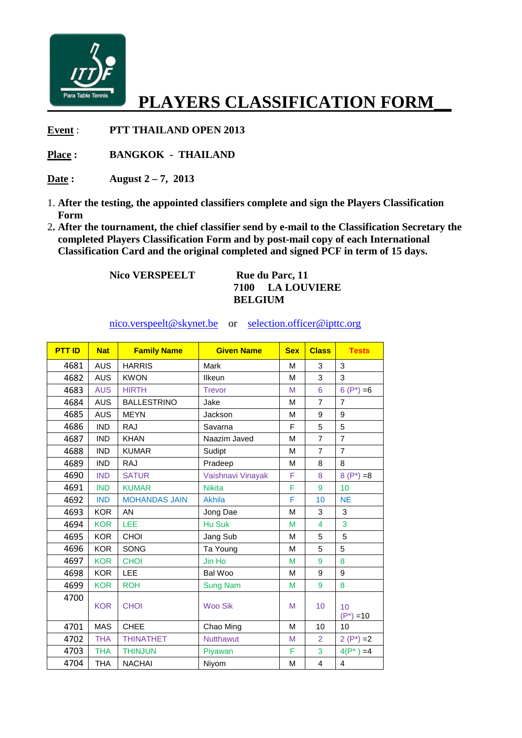# PLAYERS CLASSIFICATION FORM

**Event** : **PTT THAILAND OPEN 2013**

**Place** : **BANGKOK - THAILAND**

**Date** : **August 2 – 7, 2013**

1. **After the testing, the appointed classifiers complete and sign the Players Classification Form**
2. **After the tournament, the chief classifier send by e-mail to the Classification Secretary the completed Players Classification Form and by post-mail copy of each International Classification Card and the original completed and signed PCF in term of 15 days.**

**Nico VERSPEELT**

**Rue du Parc, 11**
**7100 LA LOUVIERE**
**BELGIUM**

nico.verspeelt@skynet.be or selection.officer@ipttc.org

| PTT ID | Nat | Family Name | Given Name | Sex | Class | Tests |
|---|---|---|---|---|---|---|
| 4681 | AUS | HARRIS | Mark | M | 3 | 3 |
| 4682 | AUS | KWON | Ilkeun | M | 3 | 3 |
| 4683 | AUS | HIRTH | Trevor | M | 6 | 6 (P*) =6 |
| 4684 | AUS | BALLESTRINO | Jake | M | 7 | 7 |
| 4685 | AUS | MEYN | Jackson | M | 9 | 9 |
| 4686 | IND | RAJ | Savarna | F | 5 | 5 |
| 4687 | IND | KHAN | Naazim Javed | M | 7 | 7 |
| 4688 | IND | KUMAR | Sudipt | M | 7 | 7 |
| 4689 | IND | RAJ | Pradeep | M | 8 | 8 |
| 4690 | IND | SATUR | Vaishnavi Vinayak | F | 8 | 8 (P*) =8 |
| 4691 | IND | KUMAR | Nikita | F | 9 | 10 |
| 4692 | IND | MOHANDAS JAIN | Akhila | F | 10 | NE |
| 4693 | KOR | AN | Jong Dae | M | 3 | 3 |
| 4694 | KOR | LEE | Hu Suk | M | 4 | 3 |
| 4695 | KOR | CHOI | Jang Sub | M | 5 | 5 |
| 4696 | KOR | SONG | Ta Young | M | 5 | 5 |
| 4697 | KOR | CHOI | Jin Ho | M | 9 | 8 |
| 4698 | KOR | LEE | Bal Woo | M | 9 | 9 |
| 4699 | KOR | ROH | Sung Nam | M | 9 | 8 |
| 4700 | KOR | CHOI | Woo Sik | M | 10 | 10 (P*) =10 |
| 4701 | MAS | CHEE | Chao Ming | M | 10 | 10 |
| 4702 | THA | THINATHET | Nutthawut | M | 2 | 2 (P*) =2 |
| 4703 | THA | THINJUN | Piyawan | F | 3 | 4(P* ) =4 |
| 4704 | THA | NACHAI | Niyom | M | 4 | 4 |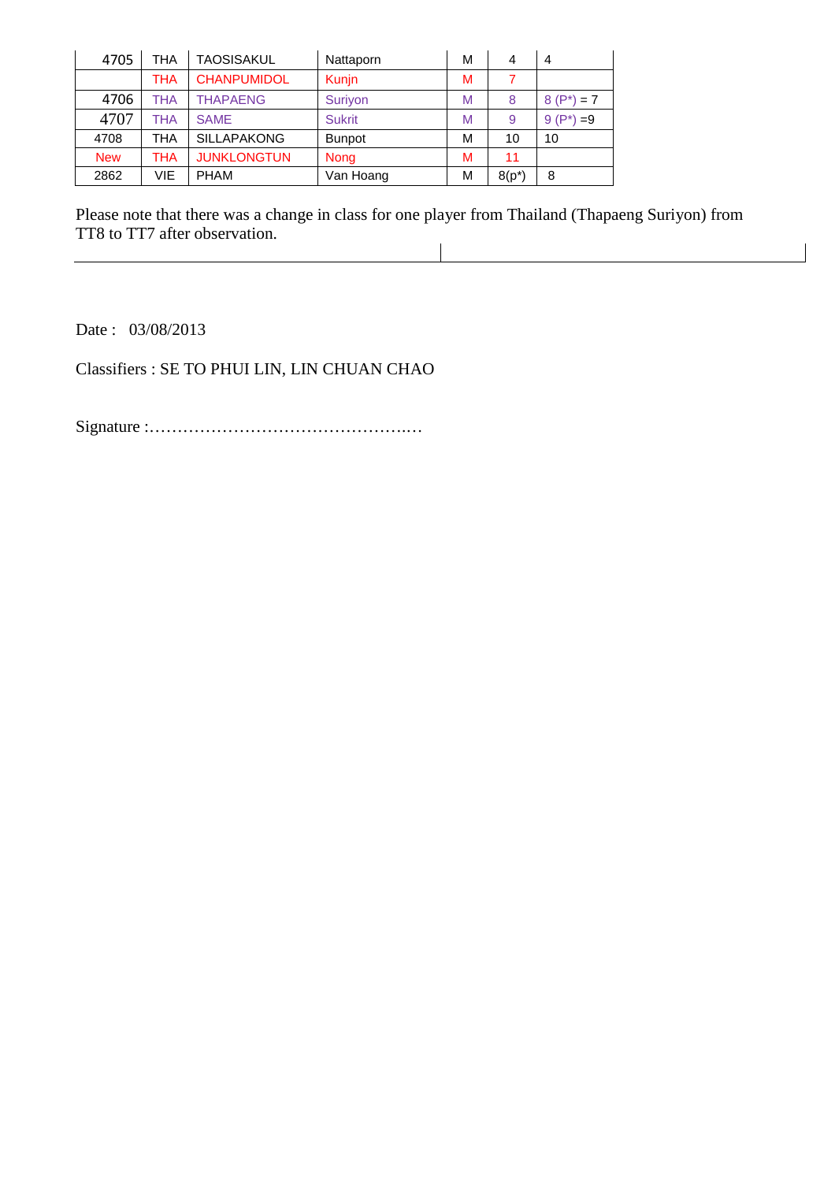| | | | | | | |
|---|---|---|---|---|---|---|
| 4705 | THA | TAOSISAKUL | Nattaporn | M | 4 | 4 |
| | THA | CHANPUMIDOL | Kunjn | M | 7 | |
| 4706 | THA | THAPAENG | Suriyon | M | 8 | 8 (P*) = 7 |
| 4707 | THA | SAME | Sukrit | M | 9 | 9 (P*) =9 |
| 4708 | THA | SILLAPAKONG | Bunpot | M | 10 | 10 |
| New | THA | JUNKLONGTUN | Nong | M | 11 | |
| 2862 | VIE | PHAM | Van Hoang | M | 8(p*) | 8 |

Please note that there was a change in class for one player from Thailand (Thapaeng Suriyon) from TT8 to TT7 after observation.

Date : 03/08/2013

Classifiers : SE TO PHUI LIN, LIN CHUAN CHAO

Signature :……………………………………….…